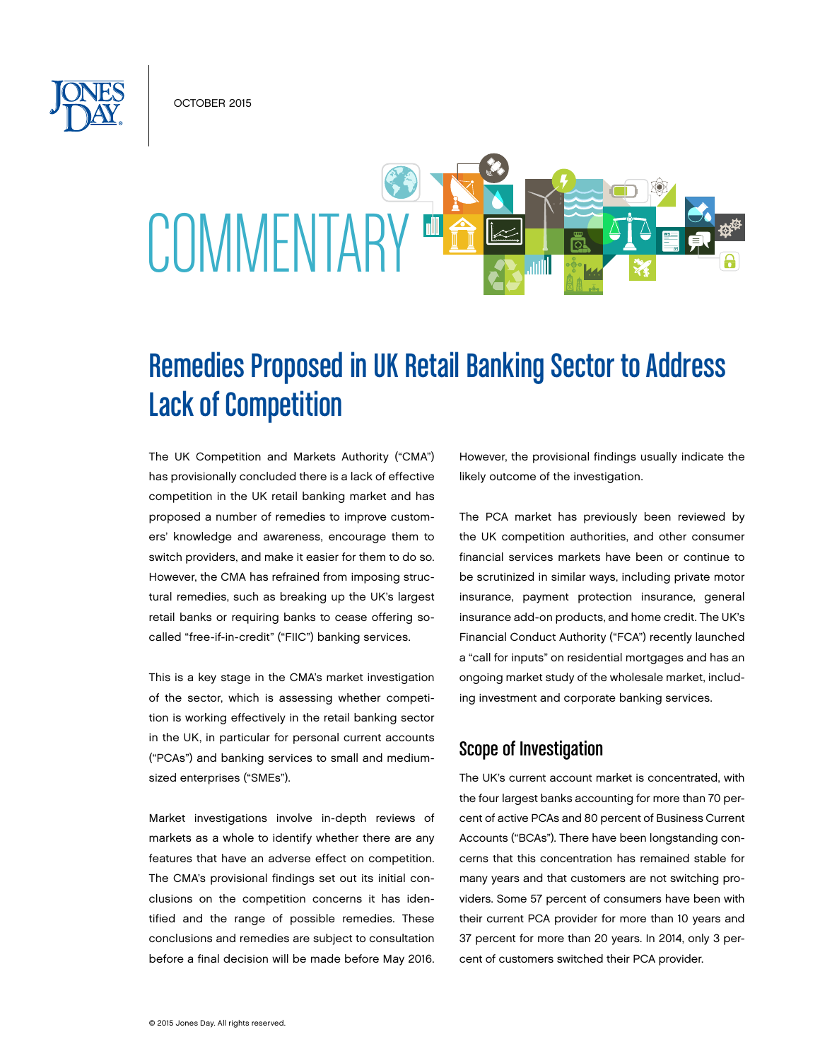OCTOBER 2015

COMMENTARY

# Remedies Proposed in UK Retail Banking Sector to Address Lack of Competition

The UK Competition and Markets Authority ("CMA") has provisionally concluded there is a lack of effective competition in the UK retail banking market and has proposed a number of remedies to improve customers' knowledge and awareness, encourage them to switch providers, and make it easier for them to do so. However, the CMA has refrained from imposing structural remedies, such as breaking up the UK's largest retail banks or requiring banks to cease offering so-called "free-if-in-credit" ("FIIC") banking services.

This is a key stage in the CMA's market investigation of the sector, which is assessing whether competition is working effectively in the retail banking sector in the UK, in particular for personal current accounts ("PCAs") and banking services to small and medium-sized enterprises ("SMEs").

Market investigations involve in-depth reviews of markets as a whole to identify whether there are any features that have an adverse effect on competition. The CMA's provisional findings set out its initial conclusions on the competition concerns it has identified and the range of possible remedies. These conclusions and remedies are subject to consultation before a final decision will be made before May 2016. However, the provisional findings usually indicate the likely outcome of the investigation.

The PCA market has previously been reviewed by the UK competition authorities, and other consumer financial services markets have been or continue to be scrutinized in similar ways, including private motor insurance, payment protection insurance, general insurance add-on products, and home credit. The UK's Financial Conduct Authority ("FCA") recently launched a "call for inputs" on residential mortgages and has an ongoing market study of the wholesale market, including investment and corporate banking services.

## Scope of Investigation

The UK's current account market is concentrated, with the four largest banks accounting for more than 70 percent of active PCAs and 80 percent of Business Current Accounts ("BCAs"). There have been longstanding concerns that this concentration has remained stable for many years and that customers are not switching providers. Some 57 percent of consumers have been with their current PCA provider for more than 10 years and 37 percent for more than 20 years. In 2014, only 3 percent of customers switched their PCA provider.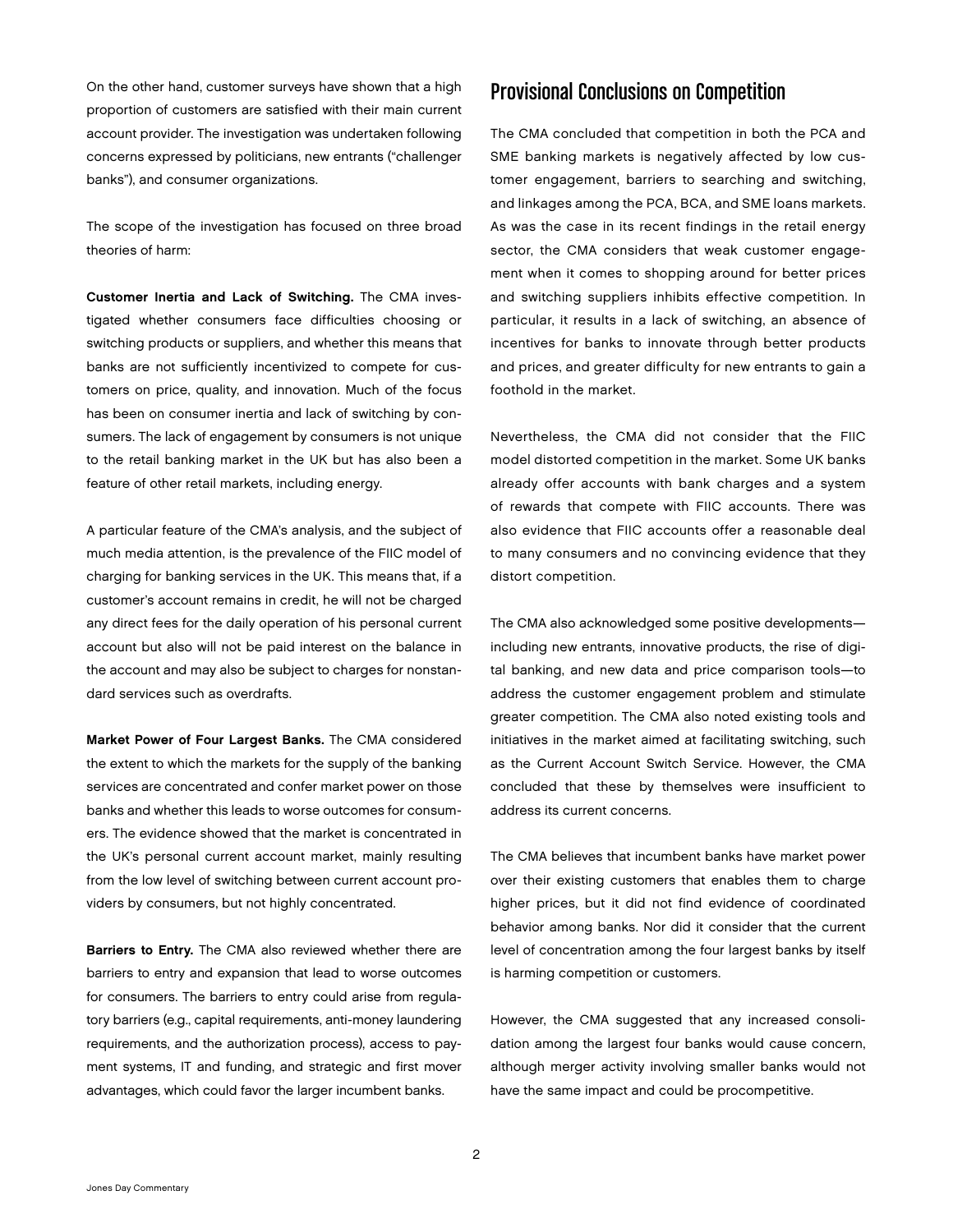On the other hand, customer surveys have shown that a high proportion of customers are satisfied with their main current account provider. The investigation was undertaken following concerns expressed by politicians, new entrants ("challenger banks"), and consumer organizations.

The scope of the investigation has focused on three broad theories of harm:

**Customer Inertia and Lack of Switching.** The CMA investigated whether consumers face difficulties choosing or switching products or suppliers, and whether this means that banks are not sufficiently incentivized to compete for customers on price, quality, and innovation. Much of the focus has been on consumer inertia and lack of switching by consumers. The lack of engagement by consumers is not unique to the retail banking market in the UK but has also been a feature of other retail markets, including energy.

A particular feature of the CMA's analysis, and the subject of much media attention, is the prevalence of the FIIC model of charging for banking services in the UK. This means that, if a customer's account remains in credit, he will not be charged any direct fees for the daily operation of his personal current account but also will not be paid interest on the balance in the account and may also be subject to charges for nonstandard services such as overdrafts.

**Market Power of Four Largest Banks.** The CMA considered the extent to which the markets for the supply of the banking services are concentrated and confer market power on those banks and whether this leads to worse outcomes for consumers. The evidence showed that the market is concentrated in the UK's personal current account market, mainly resulting from the low level of switching between current account providers by consumers, but not highly concentrated.

**Barriers to Entry.** The CMA also reviewed whether there are barriers to entry and expansion that lead to worse outcomes for consumers. The barriers to entry could arise from regulatory barriers (e.g., capital requirements, anti-money laundering requirements, and the authorization process), access to payment systems, IT and funding, and strategic and first mover advantages, which could favor the larger incumbent banks.

## Provisional Conclusions on Competition

The CMA concluded that competition in both the PCA and SME banking markets is negatively affected by low customer engagement, barriers to searching and switching, and linkages among the PCA, BCA, and SME loans markets. As was the case in its recent findings in the retail energy sector, the CMA considers that weak customer engagement when it comes to shopping around for better prices and switching suppliers inhibits effective competition. In particular, it results in a lack of switching, an absence of incentives for banks to innovate through better products and prices, and greater difficulty for new entrants to gain a foothold in the market.

Nevertheless, the CMA did not consider that the FIIC model distorted competition in the market. Some UK banks already offer accounts with bank charges and a system of rewards that compete with FIIC accounts. There was also evidence that FIIC accounts offer a reasonable deal to many consumers and no convincing evidence that they distort competition.

The CMA also acknowledged some positive developments—including new entrants, innovative products, the rise of digital banking, and new data and price comparison tools—to address the customer engagement problem and stimulate greater competition. The CMA also noted existing tools and initiatives in the market aimed at facilitating switching, such as the Current Account Switch Service. However, the CMA concluded that these by themselves were insufficient to address its current concerns.

The CMA believes that incumbent banks have market power over their existing customers that enables them to charge higher prices, but it did not find evidence of coordinated behavior among banks. Nor did it consider that the current level of concentration among the four largest banks by itself is harming competition or customers.

However, the CMA suggested that any increased consolidation among the largest four banks would cause concern, although merger activity involving smaller banks would not have the same impact and could be procompetitive.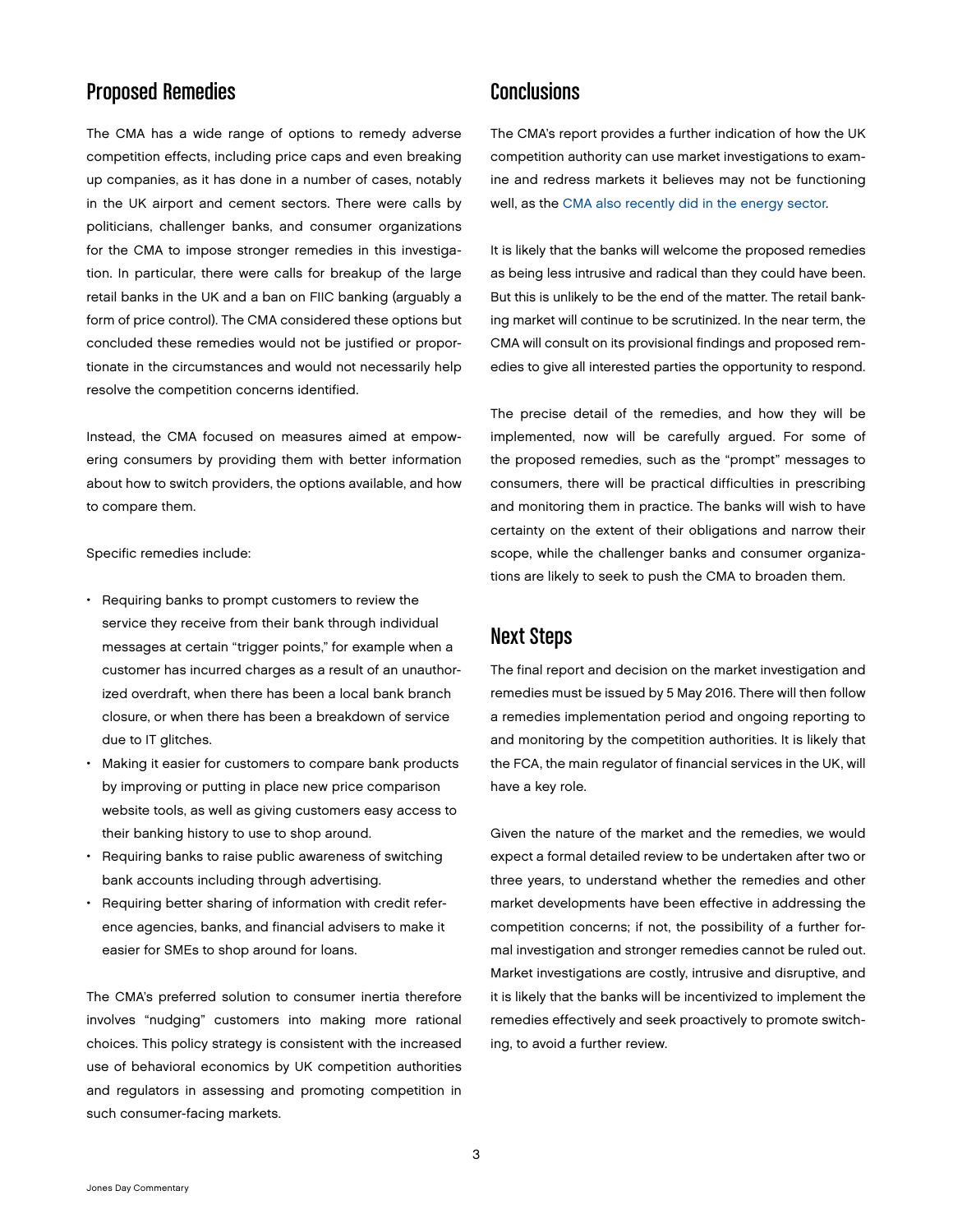## Proposed Remedies

The CMA has a wide range of options to remedy adverse competition effects, including price caps and even breaking up companies, as it has done in a number of cases, notably in the UK airport and cement sectors. There were calls by politicians, challenger banks, and consumer organizations for the CMA to impose stronger remedies in this investigation. In particular, there were calls for breakup of the large retail banks in the UK and a ban on FIIC banking (arguably a form of price control). The CMA considered these options but concluded these remedies would not be justified or proportionate in the circumstances and would not necessarily help resolve the competition concerns identified.

Instead, the CMA focused on measures aimed at empowering consumers by providing them with better information about how to switch providers, the options available, and how to compare them.

Specific remedies include:

- Requiring banks to prompt customers to review the service they receive from their bank through individual messages at certain "trigger points," for example when a customer has incurred charges as a result of an unauthorized overdraft, when there has been a local bank branch closure, or when there has been a breakdown of service due to IT glitches.
- Making it easier for customers to compare bank products by improving or putting in place new price comparison website tools, as well as giving customers easy access to their banking history to use to shop around.
- Requiring banks to raise public awareness of switching bank accounts including through advertising.
- Requiring better sharing of information with credit reference agencies, banks, and financial advisers to make it easier for SMEs to shop around for loans.

The CMA's preferred solution to consumer inertia therefore involves "nudging" customers into making more rational choices. This policy strategy is consistent with the increased use of behavioral economics by UK competition authorities and regulators in assessing and promoting competition in such consumer-facing markets.

## Conclusions

The CMA's report provides a further indication of how the UK competition authority can use market investigations to examine and redress markets it believes may not be functioning well, as the CMA also recently did in the energy sector.

It is likely that the banks will welcome the proposed remedies as being less intrusive and radical than they could have been. But this is unlikely to be the end of the matter. The retail banking market will continue to be scrutinized. In the near term, the CMA will consult on its provisional findings and proposed remedies to give all interested parties the opportunity to respond.

The precise detail of the remedies, and how they will be implemented, now will be carefully argued. For some of the proposed remedies, such as the "prompt" messages to consumers, there will be practical difficulties in prescribing and monitoring them in practice. The banks will wish to have certainty on the extent of their obligations and narrow their scope, while the challenger banks and consumer organizations are likely to seek to push the CMA to broaden them.

## Next Steps

The final report and decision on the market investigation and remedies must be issued by 5 May 2016. There will then follow a remedies implementation period and ongoing reporting to and monitoring by the competition authorities. It is likely that the FCA, the main regulator of financial services in the UK, will have a key role.

Given the nature of the market and the remedies, we would expect a formal detailed review to be undertaken after two or three years, to understand whether the remedies and other market developments have been effective in addressing the competition concerns; if not, the possibility of a further formal investigation and stronger remedies cannot be ruled out. Market investigations are costly, intrusive and disruptive, and it is likely that the banks will be incentivized to implement the remedies effectively and seek proactively to promote switching, to avoid a further review.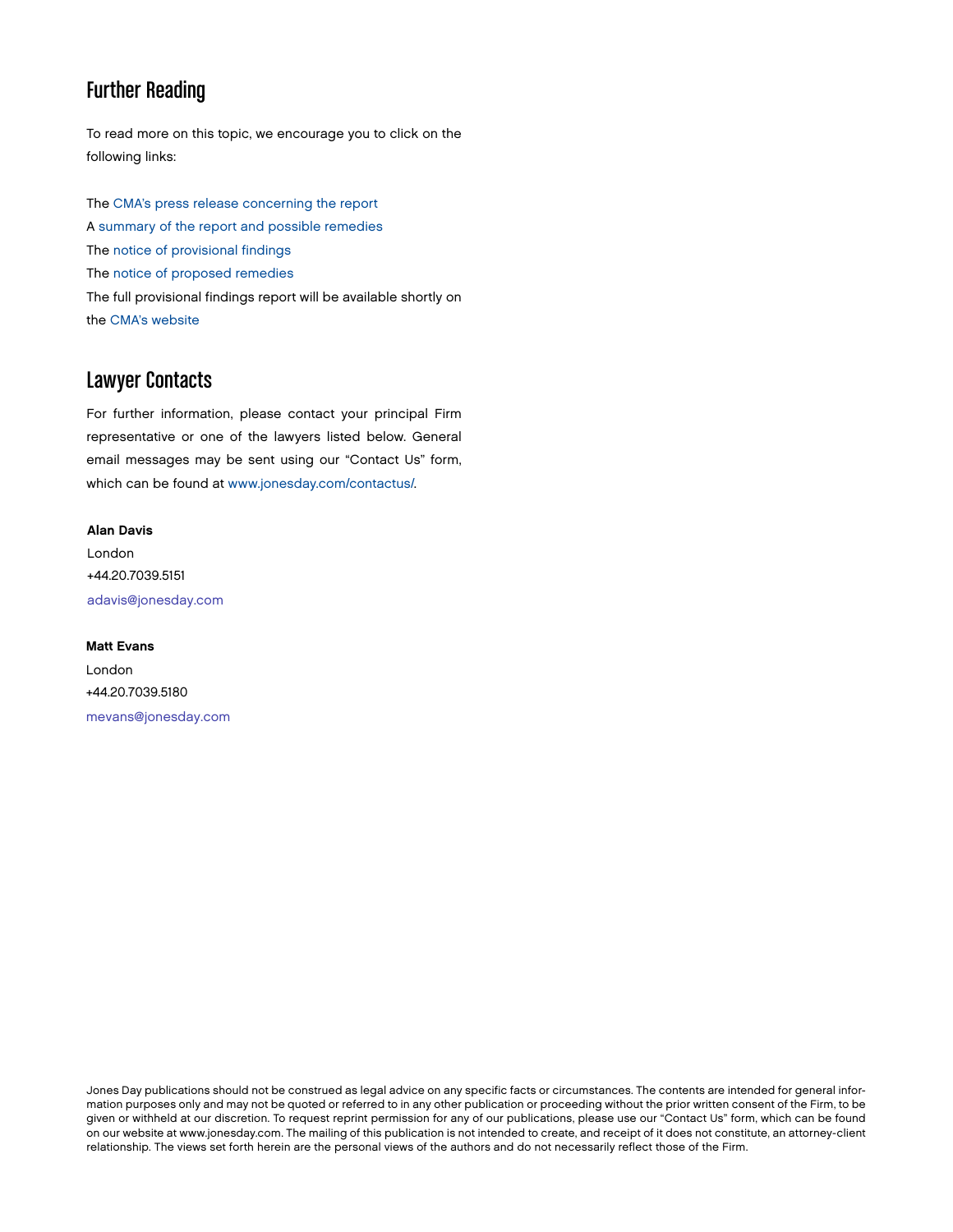## Further Reading

To read more on this topic, we encourage you to click on the following links:

The CMA's press release concerning the report
A summary of the report and possible remedies
The notice of provisional findings
The notice of proposed remedies
The full provisional findings report will be available shortly on the CMA's website

## Lawyer Contacts

For further information, please contact your principal Firm representative or one of the lawyers listed below. General email messages may be sent using our "Contact Us" form, which can be found at www.jonesday.com/contactus/.

**Alan Davis**
London
+44.20.7039.5151
adavis@jonesday.com

**Matt Evans**
London
+44.20.7039.5180
mevans@jonesday.com

Jones Day publications should not be construed as legal advice on any specific facts or circumstances. The contents are intended for general information purposes only and may not be quoted or referred to in any other publication or proceeding without the prior written consent of the Firm, to be given or withheld at our discretion. To request reprint permission for any of our publications, please use our "Contact Us" form, which can be found on our website at www.jonesday.com. The mailing of this publication is not intended to create, and receipt of it does not constitute, an attorney-client relationship. The views set forth herein are the personal views of the authors and do not necessarily reflect those of the Firm.